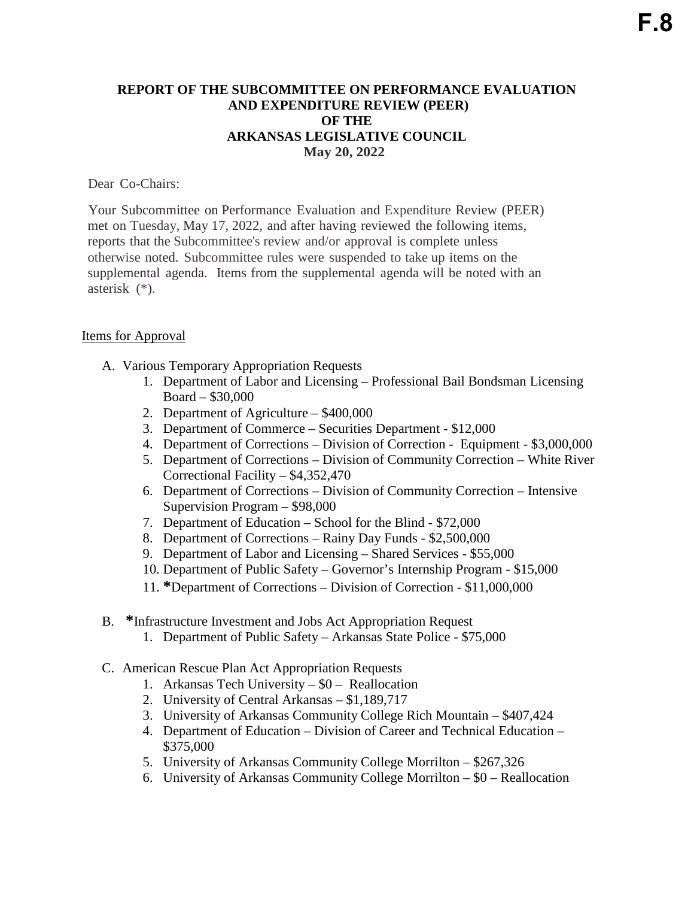# REPORT OF THE SUBCOMMITTEE ON PERFORMANCE EVALUATION AND EXPENDITURE REVIEW (PEER) OF THE ARKANSAS LEGISLATIVE COUNCIL

**May 20, 2022**

Dear Co-Chairs:

Your Subcommittee on Performance Evaluation and Expenditure Review (PEER) met on Tuesday, May 17, 2022, and after having reviewed the following items, reports that the Subcommittee's review and/or approval is complete unless otherwise noted. Subcommittee rules were suspended to take up items on the supplemental agenda. Items from the supplemental agenda will be noted with an asterisk (*).

<u>Items for Approval</u>

A. Various Temporary Appropriation Requests
   1. Department of Labor and Licensing – Professional Bail Bondsman Licensing Board – $30,000
   2. Department of Agriculture – $400,000
   3. Department of Commerce – Securities Department - $12,000
   4. Department of Corrections – Division of Correction - Equipment - $3,000,000
   5. Department of Corrections – Division of Community Correction – White River Correctional Facility – $4,352,470
   6. Department of Corrections – Division of Community Correction – Intensive Supervision Program – $98,000
   7. Department of Education – School for the Blind - $72,000
   8. Department of Corrections – Rainy Day Funds - $2,500,000
   9. Department of Labor and Licensing – Shared Services - $55,000
   10. Department of Public Safety – Governor's Internship Program - $15,000
   11. *Department of Corrections – Division of Correction - $11,000,000

B. *Infrastructure Investment and Jobs Act Appropriation Request
   1. Department of Public Safety – Arkansas State Police - $75,000

C. American Rescue Plan Act Appropriation Requests
   1. Arkansas Tech University – $0 – Reallocation
   2. University of Central Arkansas – $1,189,717
   3. University of Arkansas Community College Rich Mountain – $407,424
   4. Department of Education – Division of Career and Technical Education – $375,000
   5. University of Arkansas Community College Morrilton – $267,326
   6. University of Arkansas Community College Morrilton – $0 – Reallocation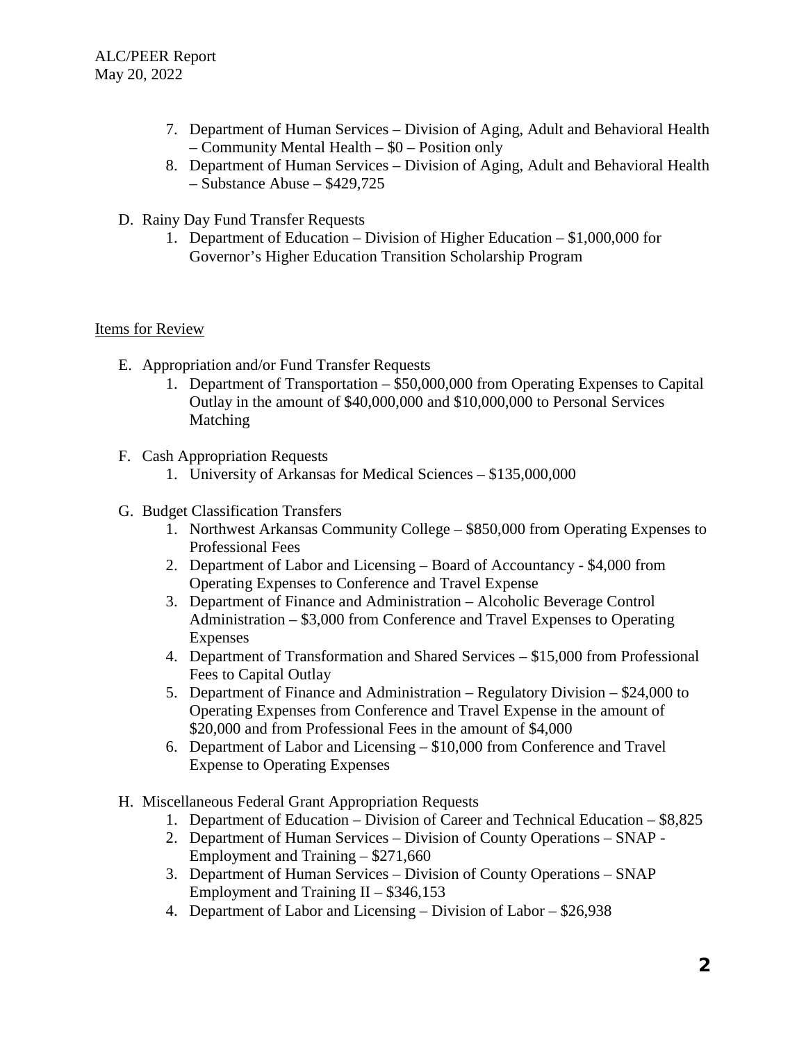7. Department of Human Services – Division of Aging, Adult and Behavioral Health – Community Mental Health – $0 – Position only
8. Department of Human Services – Division of Aging, Adult and Behavioral Health – Substance Abuse – $429,725

D. Rainy Day Fund Transfer Requests
    1. Department of Education – Division of Higher Education – $1,000,000 for Governor's Higher Education Transition Scholarship Program

<u>Items for Review</u>

E. Appropriation and/or Fund Transfer Requests
    1. Department of Transportation – $50,000,000 from Operating Expenses to Capital Outlay in the amount of $40,000,000 and $10,000,000 to Personal Services Matching

F. Cash Appropriation Requests
    1. University of Arkansas for Medical Sciences – $135,000,000

G. Budget Classification Transfers
    1. Northwest Arkansas Community College – $850,000 from Operating Expenses to Professional Fees
    2. Department of Labor and Licensing – Board of Accountancy - $4,000 from Operating Expenses to Conference and Travel Expense
    3. Department of Finance and Administration – Alcoholic Beverage Control Administration – $3,000 from Conference and Travel Expenses to Operating Expenses
    4. Department of Transformation and Shared Services – $15,000 from Professional Fees to Capital Outlay
    5. Department of Finance and Administration – Regulatory Division – $24,000 to Operating Expenses from Conference and Travel Expense in the amount of $20,000 and from Professional Fees in the amount of $4,000
    6. Department of Labor and Licensing – $10,000 from Conference and Travel Expense to Operating Expenses

H. Miscellaneous Federal Grant Appropriation Requests
    1. Department of Education – Division of Career and Technical Education – $8,825
    2. Department of Human Services – Division of County Operations – SNAP - Employment and Training – $271,660
    3. Department of Human Services – Division of County Operations – SNAP Employment and Training II – $346,153
    4. Department of Labor and Licensing – Division of Labor – $26,938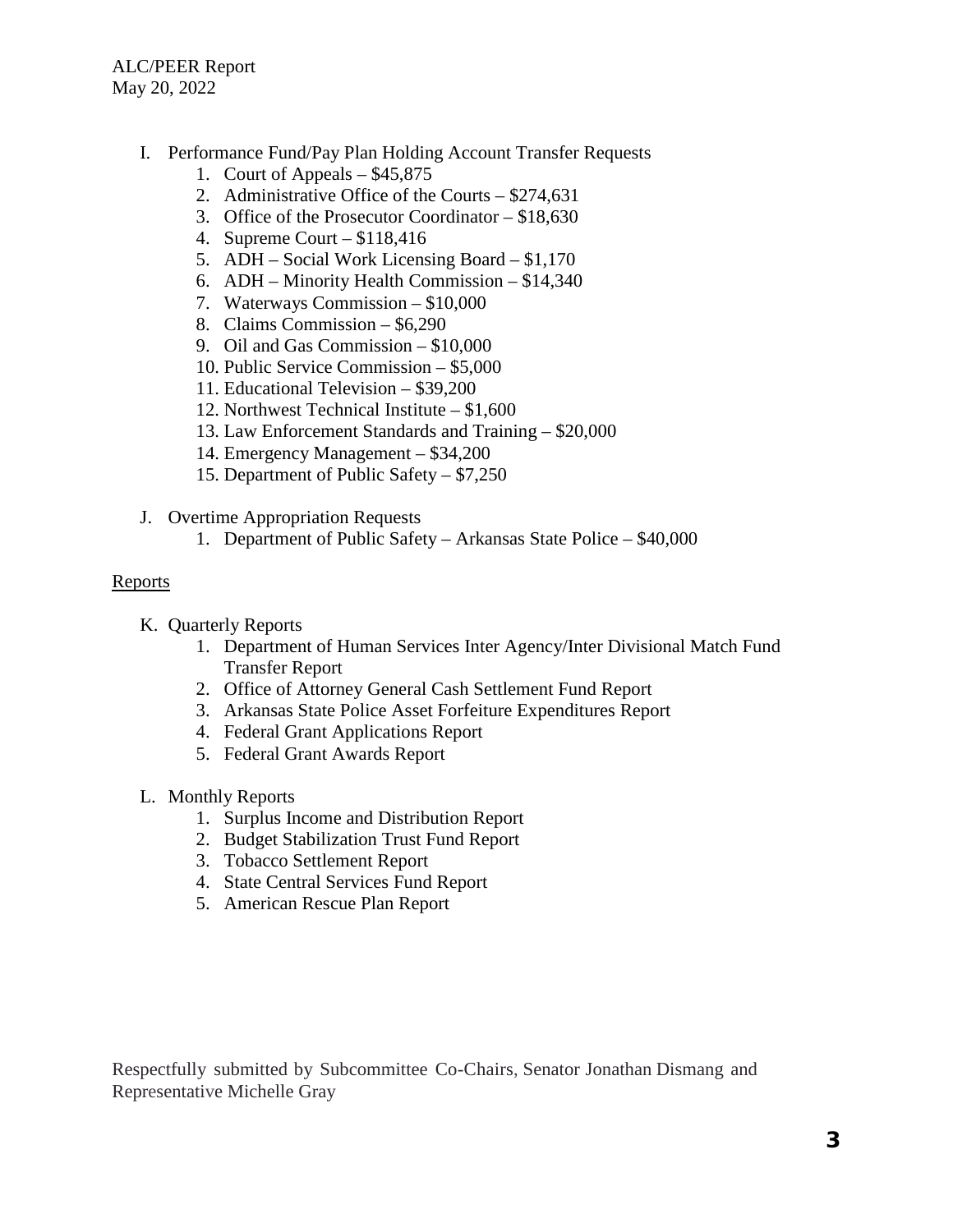I. Performance Fund/Pay Plan Holding Account Transfer Requests
   1. Court of Appeals – $45,875
   2. Administrative Office of the Courts – $274,631
   3. Office of the Prosecutor Coordinator – $18,630
   4. Supreme Court – $118,416
   5. ADH – Social Work Licensing Board – $1,170
   6. ADH – Minority Health Commission – $14,340
   7. Waterways Commission – $10,000
   8. Claims Commission – $6,290
   9. Oil and Gas Commission – $10,000
   10. Public Service Commission – $5,000
   11. Educational Television – $39,200
   12. Northwest Technical Institute – $1,600
   13. Law Enforcement Standards and Training – $20,000
   14. Emergency Management – $34,200
   15. Department of Public Safety – $7,250

J. Overtime Appropriation Requests
   1. Department of Public Safety – Arkansas State Police – $40,000

<u>Reports</u>

K. Quarterly Reports
   1. Department of Human Services Inter Agency/Inter Divisional Match Fund Transfer Report
   2. Office of Attorney General Cash Settlement Fund Report
   3. Arkansas State Police Asset Forfeiture Expenditures Report
   4. Federal Grant Applications Report
   5. Federal Grant Awards Report

L. Monthly Reports
   1. Surplus Income and Distribution Report
   2. Budget Stabilization Trust Fund Report
   3. Tobacco Settlement Report
   4. State Central Services Fund Report
   5. American Rescue Plan Report

Respectfully submitted by Subcommittee Co-Chairs, Senator Jonathan Dismang and Representative Michelle Gray